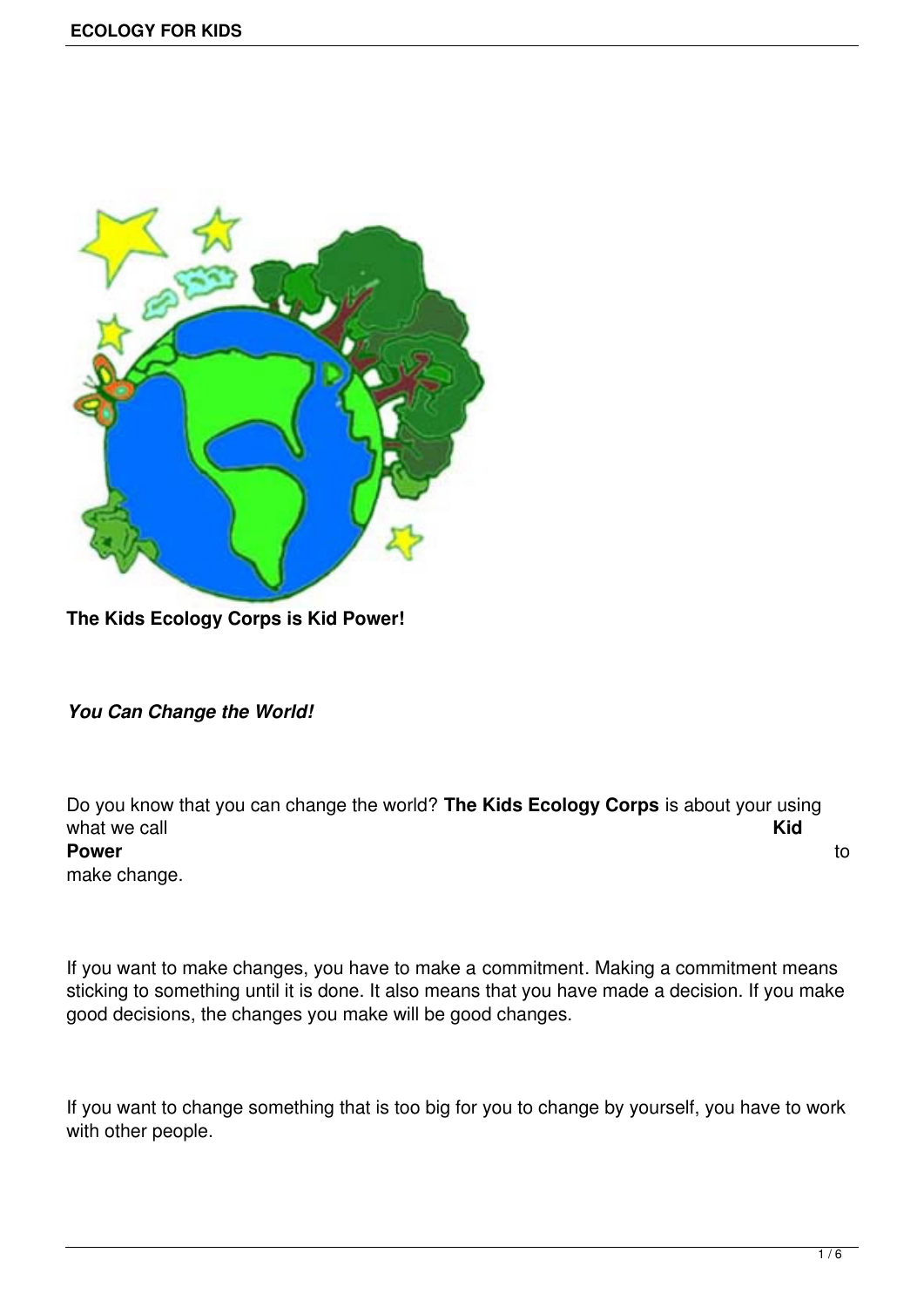**The Kids Ecology Corps is Kid Power!**

***You Can Change the World!***

Do you know that you can change the world? **The Kids Ecology Corps** is about your using what we call **Kid Power** to make change.

If you want to make changes, you have to make a commitment. Making a commitment means sticking to something until it is done. It also means that you have made a decision. If you make good decisions, the changes you make will be good changes.

If you want to change something that is too big for you to change by yourself, you have to work with other people.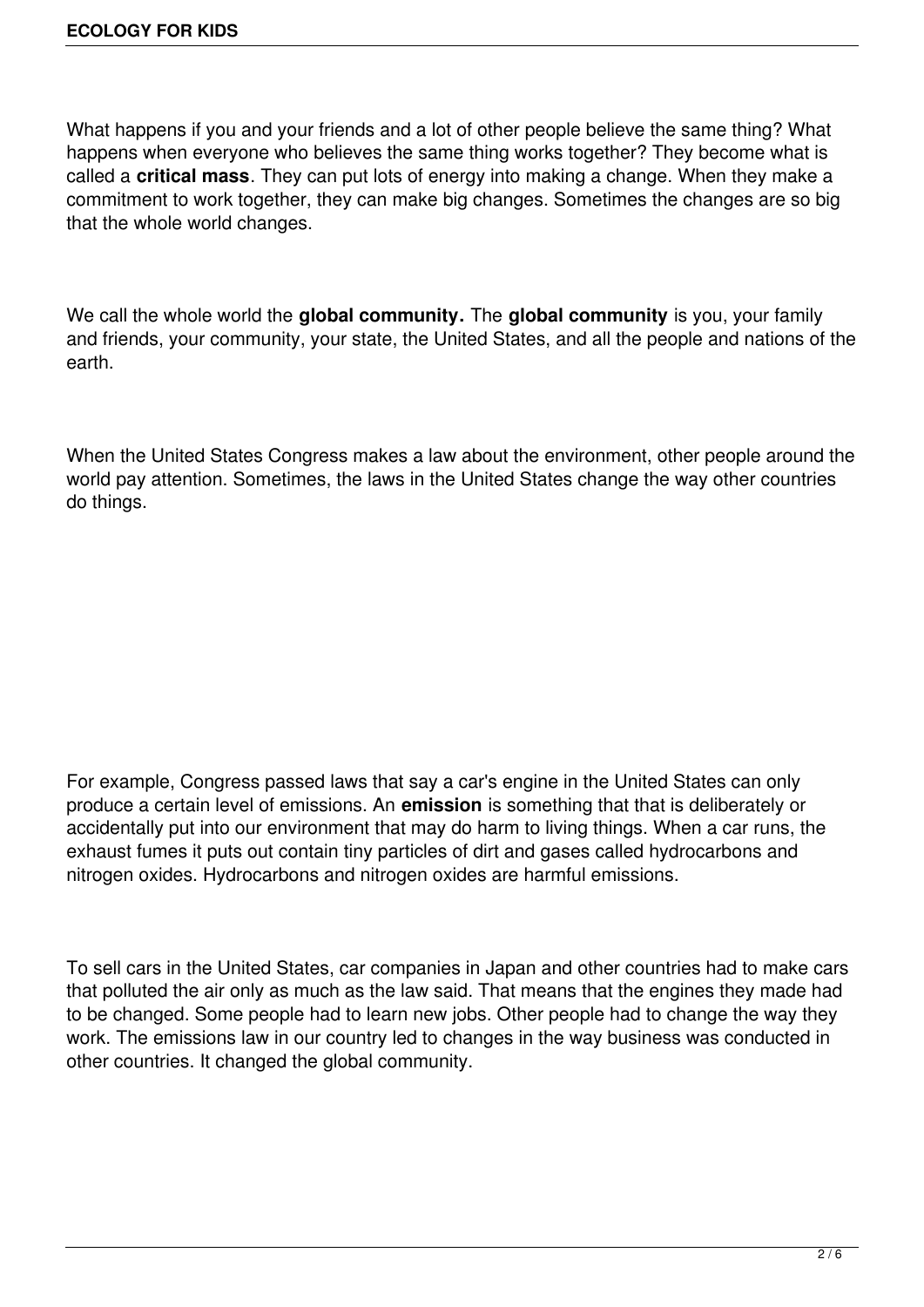What happens if you and your friends and a lot of other people believe the same thing? What happens when everyone who believes the same thing works together? They become what is called a **critical mass**. They can put lots of energy into making a change. When they make a commitment to work together, they can make big changes. Sometimes the changes are so big that the whole world changes.

We call the whole world the **global community.** The **global community** is you, your family and friends, your community, your state, the United States, and all the people and nations of the earth.

When the United States Congress makes a law about the environment, other people around the world pay attention. Sometimes, the laws in the United States change the way other countries do things.

For example, Congress passed laws that say a car's engine in the United States can only produce a certain level of emissions. An **emission** is something that that is deliberately or accidentally put into our environment that may do harm to living things. When a car runs, the exhaust fumes it puts out contain tiny particles of dirt and gases called hydrocarbons and nitrogen oxides. Hydrocarbons and nitrogen oxides are harmful emissions.

To sell cars in the United States, car companies in Japan and other countries had to make cars that polluted the air only as much as the law said. That means that the engines they made had to be changed. Some people had to learn new jobs. Other people had to change the way they work. The emissions law in our country led to changes in the way business was conducted in other countries. It changed the global community.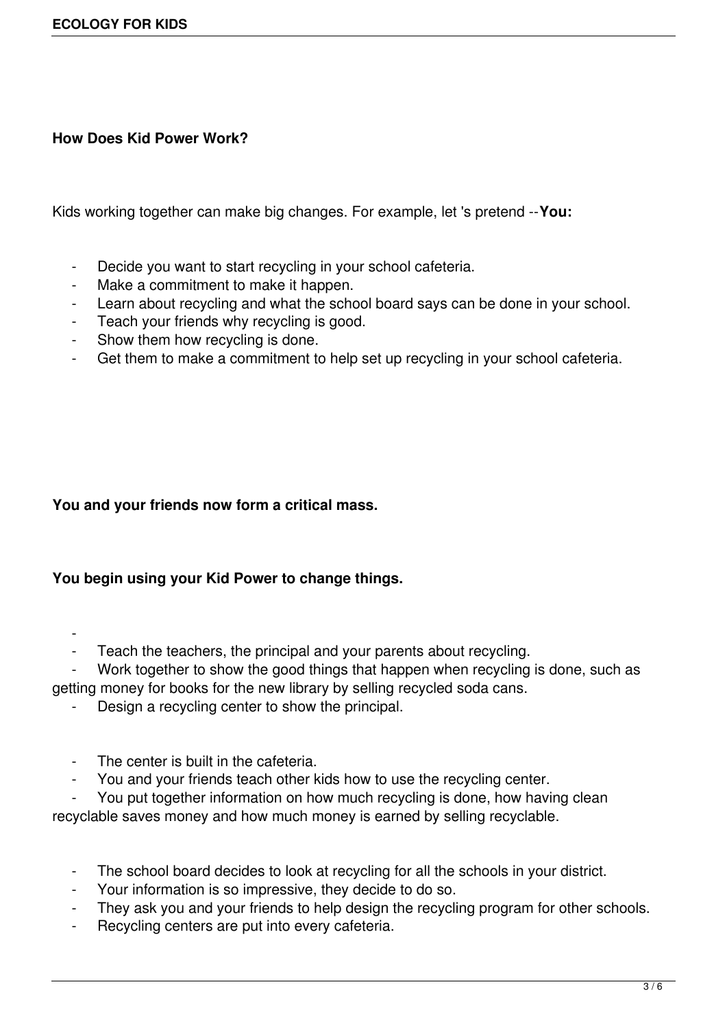**How Does Kid Power Work?**

Kids working together can make big changes. For example, let 's pretend --**You:**

- Decide you want to start recycling in your school cafeteria.
- Make a commitment to make it happen.
- Learn about recycling and what the school board says can be done in your school.
- Teach your friends why recycling is good.
- Show them how recycling is done.
- Get them to make a commitment to help set up recycling in your school cafeteria.

**You and your friends now form a critical mass.**

**You begin using your Kid Power to change things.**

- Teach the teachers, the principal and your parents about recycling.
- Work together to show the good things that happen when recycling is done, such as getting money for books for the new library by selling recycled soda cans.
- Design a recycling center to show the principal.

- The center is built in the cafeteria.
- You and your friends teach other kids how to use the recycling center.
- You put together information on how much recycling is done, how having clean recyclable saves money and how much money is earned by selling recyclable.

- The school board decides to look at recycling for all the schools in your district.
- Your information is so impressive, they decide to do so.
- They ask you and your friends to help design the recycling program for other schools.
- Recycling centers are put into every cafeteria.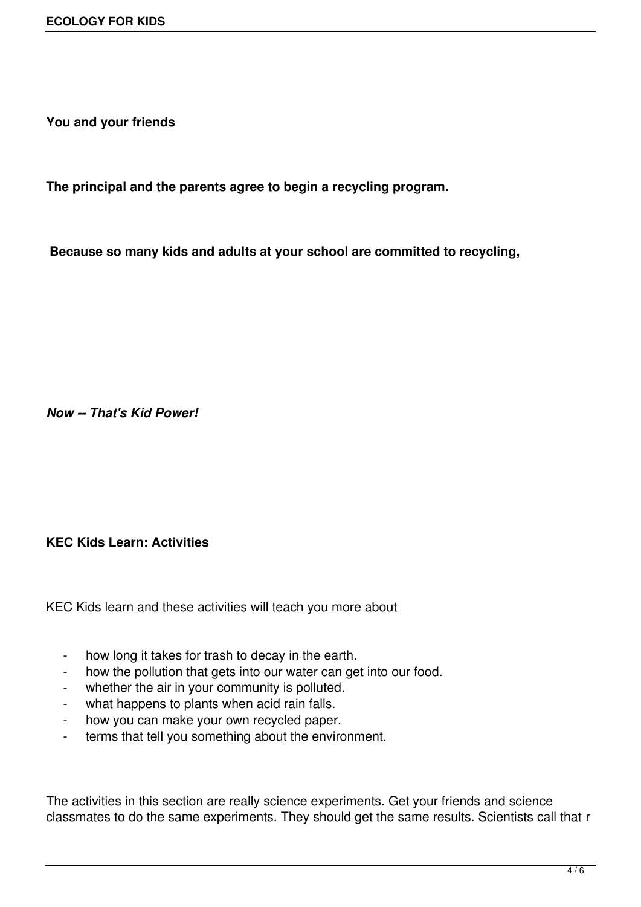**You and your friends**

**The principal and the parents agree to begin a recycling program.**

**Because so many kids and adults at your school are committed to recycling,**

***Now -- That's Kid Power!***

**KEC Kids Learn: Activities**

KEC Kids learn and these activities will teach you more about

- how long it takes for trash to decay in the earth.
- how the pollution that gets into our water can get into our food.
- whether the air in your community is polluted.
- what happens to plants when acid rain falls.
- how you can make your own recycled paper.
- terms that tell you something about the environment.

The activities in this section are really science experiments. Get your friends and science classmates to do the same experiments. They should get the same results. Scientists call that r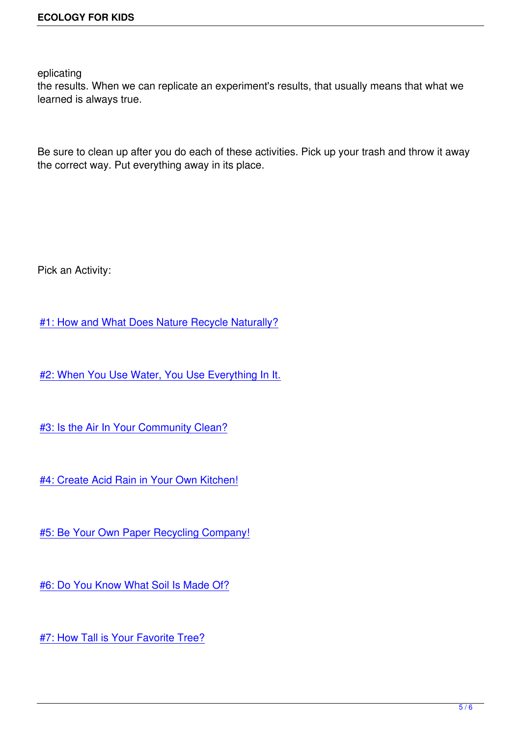eplicating
the results. When we can replicate an experiment's results, that usually means that what we learned is always true.

Be sure to clean up after you do each of these activities. Pick up your trash and throw it away the correct way. Put everything away in its place.

Pick an Activity:

#1: How and What Does Nature Recycle Naturally?

#2: When You Use Water, You Use Everything In It.

#3: Is the Air In Your Community Clean?

#4: Create Acid Rain in Your Own Kitchen!

#5: Be Your Own Paper Recycling Company!

#6: Do You Know What Soil Is Made Of?

#7: How Tall is Your Favorite Tree?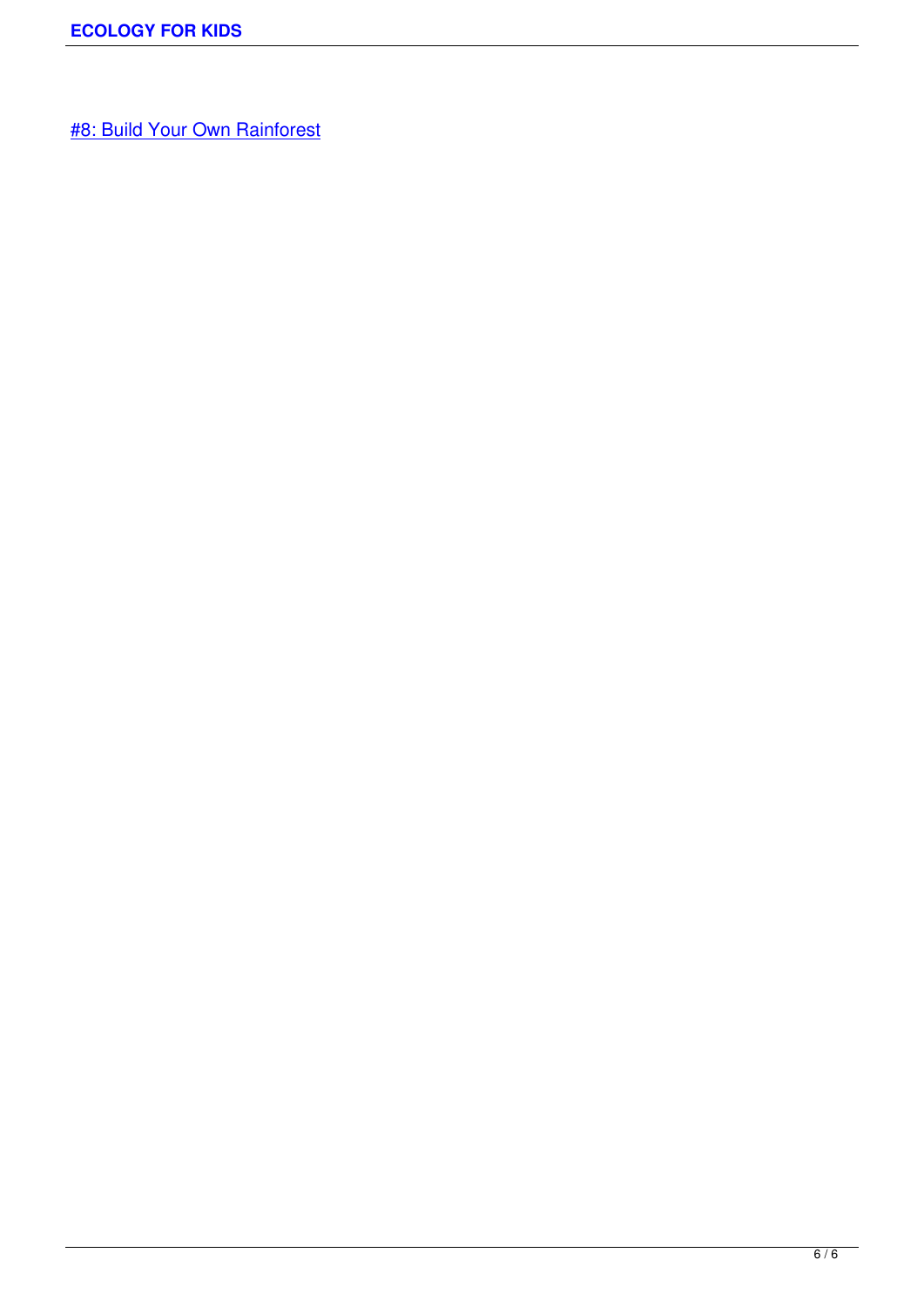#8: Build Your Own Rainforest